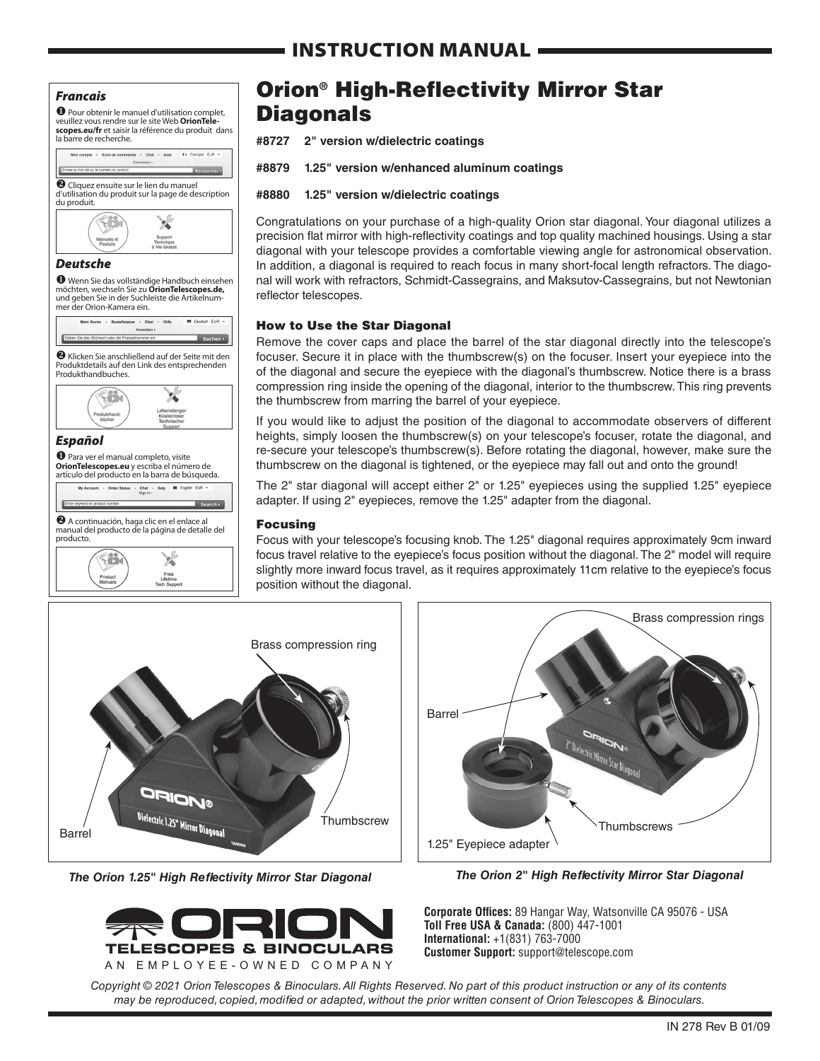# INSTRUCTION MANUAL

### *Francais*

❶ Pour obtenir le manuel d'utilisation complet, veuillez vous rendre sur le site Web **OrionTelescopes.eu/fr** et saisir la référence du produit dans la barre de recherche.

❷ Cliquez ensuite sur le lien du manuel d'utilisation du produit sur la page de description du produit.

### *Deutsche*

❶ Wenn Sie das vollständige Handbuch einsehen möchten, wechseln Sie zu **OrionTelescopes.de,** und geben Sie in der Suchleiste die Artikelnummer der Orion-Kamera ein.

❷ Klicken Sie anschließend auf der Seite mit den Produktdetails auf den Link des entsprechenden Produkthandbuches.

### *Español*

❶ Para ver el manual completo, visite **OrionTelescopes.eu** y escriba el número de artículo del producto en la barra de búsqueda.

❷ A continuación, haga clic en el enlace al manual del producto de la página de detalle del producto.

# Orion® High-Reflectivity Mirror Star Diagonals

**#8727 2" version w/dielectric coatings**

**#8879 1.25" version w/enhanced aluminum coatings**

**#8880 1.25" version w/dielectric coatings**

Congratulations on your purchase of a high-quality Orion star diagonal. Your diagonal utilizes a precision flat mirror with high-reflectivity coatings and top quality machined housings. Using a star diagonal with your telescope provides a comfortable viewing angle for astronomical observation. In addition, a diagonal is required to reach focus in many short-focal length refractors. The diagonal will work with refractors, Schmidt-Cassegrains, and Maksutov-Cassegrains, but not Newtonian reflector telescopes.

## How to Use the Star Diagonal

Remove the cover caps and place the barrel of the star diagonal directly into the telescope's focuser. Secure it in place with the thumbscrew(s) on the focuser. Insert your eyepiece into the of the diagonal and secure the eyepiece with the diagonal's thumbscrew. Notice there is a brass compression ring inside the opening of the diagonal, interior to the thumbscrew. This ring prevents the thumbscrew from marring the barrel of your eyepiece.

If you would like to adjust the position of the diagonal to accommodate observers of different heights, simply loosen the thumbscrew(s) on your telescope's focuser, rotate the diagonal, and re-secure your telescope's thumbscrew(s). Before rotating the diagonal, however, make sure the thumbscrew on the diagonal is tightened, or the eyepiece may fall out and onto the ground!

The 2" star diagonal will accept either 2" or 1.25" eyepieces using the supplied 1.25" eyepiece adapter. If using 2" eyepieces, remove the 1.25" adapter from the diagonal.

## Focusing

Focus with your telescope's focusing knob. The 1.25" diagonal requires approximately 9cm inward focus travel relative to the eyepiece's focus position without the diagonal. The 2" model will require slightly more inward focus travel, as it requires approximately 11cm relative to the eyepiece's focus position without the diagonal.

Brass compression ring, Thumbscrew, Barrel

***The Orion 1.25" High Reflectivity Mirror Star Diagonal***

Brass compression rings, Barrel, Thumbscrews, 1.25" Eyepiece adapter

***The Orion 2" High Reflectivity Mirror Star Diagonal***

ORION TELESCOPES & BINOCULARS
AN EMPLOYEE-OWNED COMPANY

**Corporate Offices:** 89 Hangar Way, Watsonville CA 95076 - USA
**Toll Free USA & Canada:** (800) 447-1001
**International:** +1(831) 763-7000
**Customer Support:** support@telescope.com

*Copyright © 2021 Orion Telescopes & Binoculars. All Rights Reserved. No part of this product instruction or any of its contents may be reproduced, copied, modified or adapted, without the prior written consent of Orion Telescopes & Binoculars.*

IN 278 Rev B 01/09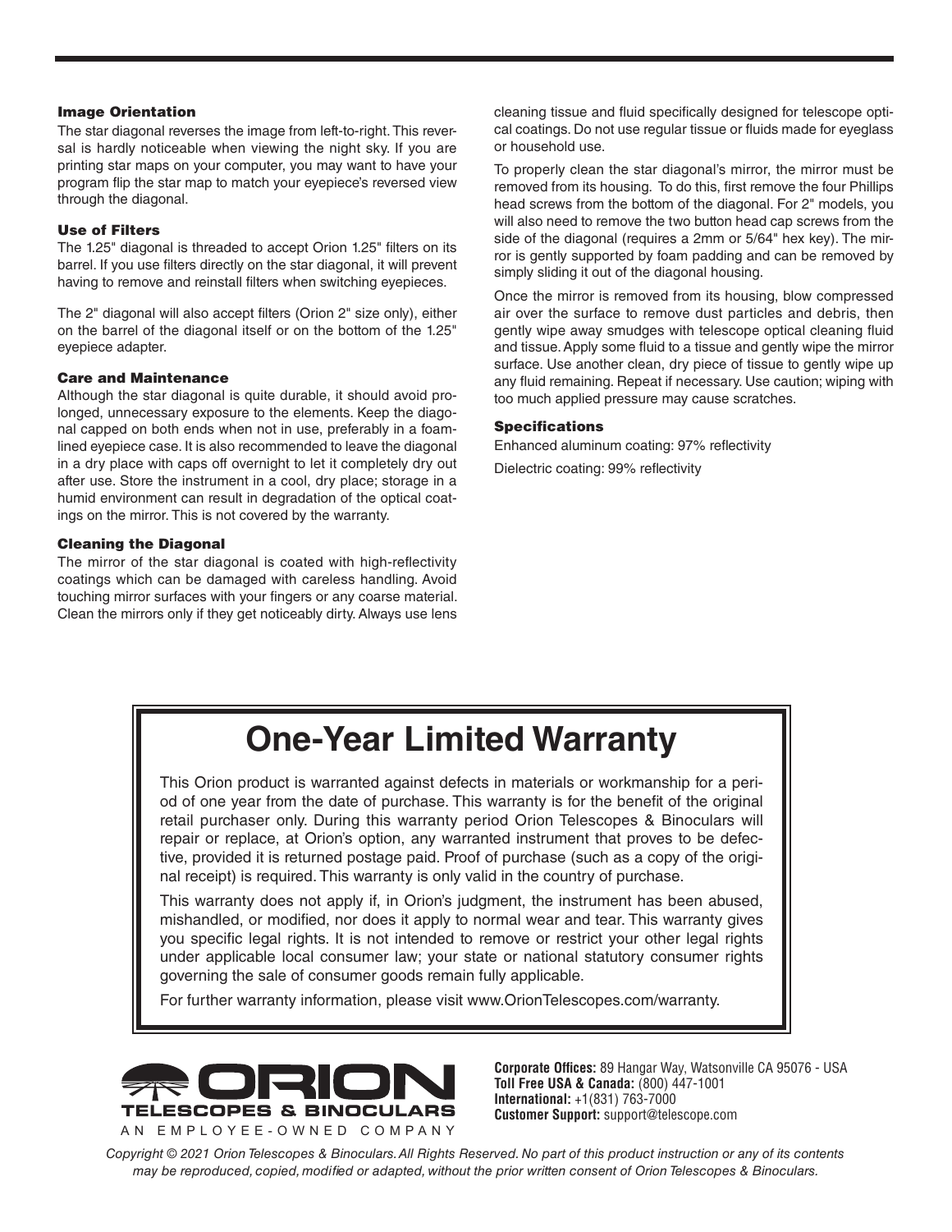### Image Orientation

The star diagonal reverses the image from left-to-right. This reversal is hardly noticeable when viewing the night sky. If you are printing star maps on your computer, you may want to have your program flip the star map to match your eyepiece's reversed view through the diagonal.

### Use of Filters

The 1.25" diagonal is threaded to accept Orion 1.25" filters on its barrel. If you use filters directly on the star diagonal, it will prevent having to remove and reinstall filters when switching eyepieces.

The 2" diagonal will also accept filters (Orion 2" size only), either on the barrel of the diagonal itself or on the bottom of the 1.25" eyepiece adapter.

### Care and Maintenance

Although the star diagonal is quite durable, it should avoid prolonged, unnecessary exposure to the elements. Keep the diagonal capped on both ends when not in use, preferably in a foam-lined eyepiece case. It is also recommended to leave the diagonal in a dry place with caps off overnight to let it completely dry out after use. Store the instrument in a cool, dry place; storage in a humid environment can result in degradation of the optical coatings on the mirror. This is not covered by the warranty.

### Cleaning the Diagonal

The mirror of the star diagonal is coated with high-reflectivity coatings which can be damaged with careless handling. Avoid touching mirror surfaces with your fingers or any coarse material. Clean the mirrors only if they get noticeably dirty. Always use lens cleaning tissue and fluid specifically designed for telescope optical coatings. Do not use regular tissue or fluids made for eyeglass or household use.

To properly clean the star diagonal's mirror, the mirror must be removed from its housing. To do this, first remove the four Phillips head screws from the bottom of the diagonal. For 2" models, you will also need to remove the two button head cap screws from the side of the diagonal (requires a 2mm or 5/64" hex key). The mirror is gently supported by foam padding and can be removed by simply sliding it out of the diagonal housing.

Once the mirror is removed from its housing, blow compressed air over the surface to remove dust particles and debris, then gently wipe away smudges with telescope optical cleaning fluid and tissue. Apply some fluid to a tissue and gently wipe the mirror surface. Use another clean, dry piece of tissue to gently wipe up any fluid remaining. Repeat if necessary. Use caution; wiping with too much applied pressure may cause scratches.

### Specifications

Enhanced aluminum coating: 97% reflectivity

Dielectric coating: 99% reflectivity

# One-Year Limited Warranty

This Orion product is warranted against defects in materials or workmanship for a period of one year from the date of purchase. This warranty is for the benefit of the original retail purchaser only. During this warranty period Orion Telescopes & Binoculars will repair or replace, at Orion's option, any warranted instrument that proves to be defective, provided it is returned postage paid. Proof of purchase (such as a copy of the original receipt) is required. This warranty is only valid in the country of purchase.

This warranty does not apply if, in Orion's judgment, the instrument has been abused, mishandled, or modified, nor does it apply to normal wear and tear. This warranty gives you specific legal rights. It is not intended to remove or restrict your other legal rights under applicable local consumer law; your state or national statutory consumer rights governing the sale of consumer goods remain fully applicable.

For further warranty information, please visit www.OrionTelescopes.com/warranty.

ORION TELESCOPES & BINOCULARS

AN EMPLOYEE-OWNED COMPANY

**Corporate Offices:** 89 Hangar Way, Watsonville CA 95076 - USA
**Toll Free USA & Canada:** (800) 447-1001
**International:** +1(831) 763-7000
**Customer Support:** support@telescope.com

*Copyright © 2021 Orion Telescopes & Binoculars. All Rights Reserved. No part of this product instruction or any of its contents may be reproduced, copied, modified or adapted, without the prior written consent of Orion Telescopes & Binoculars.*